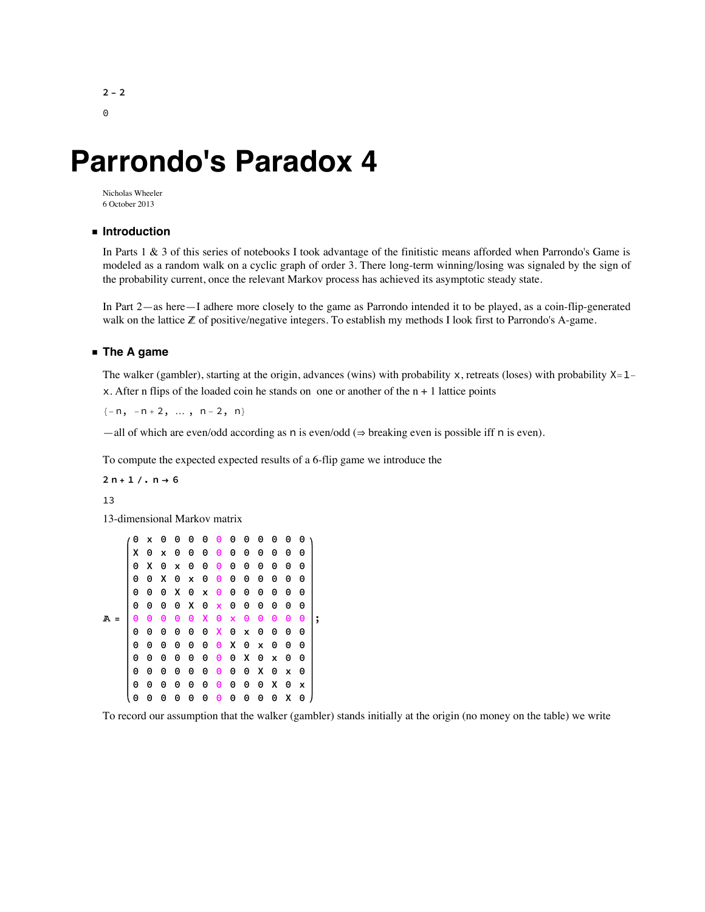```
2 - 2
```

```
0
```

# Parrondo's Paradox 4

Nicholas Wheeler
6 October 2013

## Introduction

In Parts 1 & 3 of this series of notebooks I took advantage of the finitistic means afforded when Parrondo's Game is modeled as a random walk on a cyclic graph of order 3. There long-term winning/losing was signaled by the sign of the probability current, once the relevant Markov process has achieved its asymptotic steady state.

In Part 2—as here—I adhere more closely to the game as Parrondo intended it to be played, as a coin-flip-generated walk on the lattice $\mathbb{Z}$ of positive/negative integers. To establish my methods I look first to Parrondo's A-game.

## The A game

The walker (gambler), starting at the origin, advances (wins) with probability $x$, retreats (loses) with probability $X = 1 - x$. After n flips of the loaded coin he stands on one or another of the $n + 1$ lattice points

$\{-n,\ -n+2,\ \ldots,\ n-2,\ n\}$

—all of which are even/odd according as $n$ is even/odd ($\Rightarrow$ breaking even is possible iff $n$ is even).

To compute the expected expected results of a 6-flip game we introduce the

```
2 n + 1 /. n → 6
```

```
13
```

13-dimensional Markov matrix

$$\mathbb{A} = \begin{pmatrix}
0 & x & 0 & 0 & 0 & 0 & 0 & 0 & 0 & 0 & 0 & 0 & 0 \\
X & 0 & x & 0 & 0 & 0 & 0 & 0 & 0 & 0 & 0 & 0 & 0 \\
0 & X & 0 & x & 0 & 0 & 0 & 0 & 0 & 0 & 0 & 0 & 0 \\
0 & 0 & X & 0 & x & 0 & 0 & 0 & 0 & 0 & 0 & 0 & 0 \\
0 & 0 & 0 & X & 0 & x & 0 & 0 & 0 & 0 & 0 & 0 & 0 \\
0 & 0 & 0 & 0 & X & 0 & x & 0 & 0 & 0 & 0 & 0 & 0 \\
0 & 0 & 0 & 0 & 0 & X & 0 & x & 0 & 0 & 0 & 0 & 0 \\
0 & 0 & 0 & 0 & 0 & 0 & X & 0 & x & 0 & 0 & 0 & 0 \\
0 & 0 & 0 & 0 & 0 & 0 & 0 & X & 0 & x & 0 & 0 & 0 \\
0 & 0 & 0 & 0 & 0 & 0 & 0 & 0 & X & 0 & x & 0 & 0 \\
0 & 0 & 0 & 0 & 0 & 0 & 0 & 0 & 0 & X & 0 & x & 0 \\
0 & 0 & 0 & 0 & 0 & 0 & 0 & 0 & 0 & 0 & X & 0 & x \\
0 & 0 & 0 & 0 & 0 & 0 & 0 & 0 & 0 & 0 & 0 & X & 0
\end{pmatrix};$$

To record our assumption that the walker (gambler) stands initially at the origin (no money on the table) we write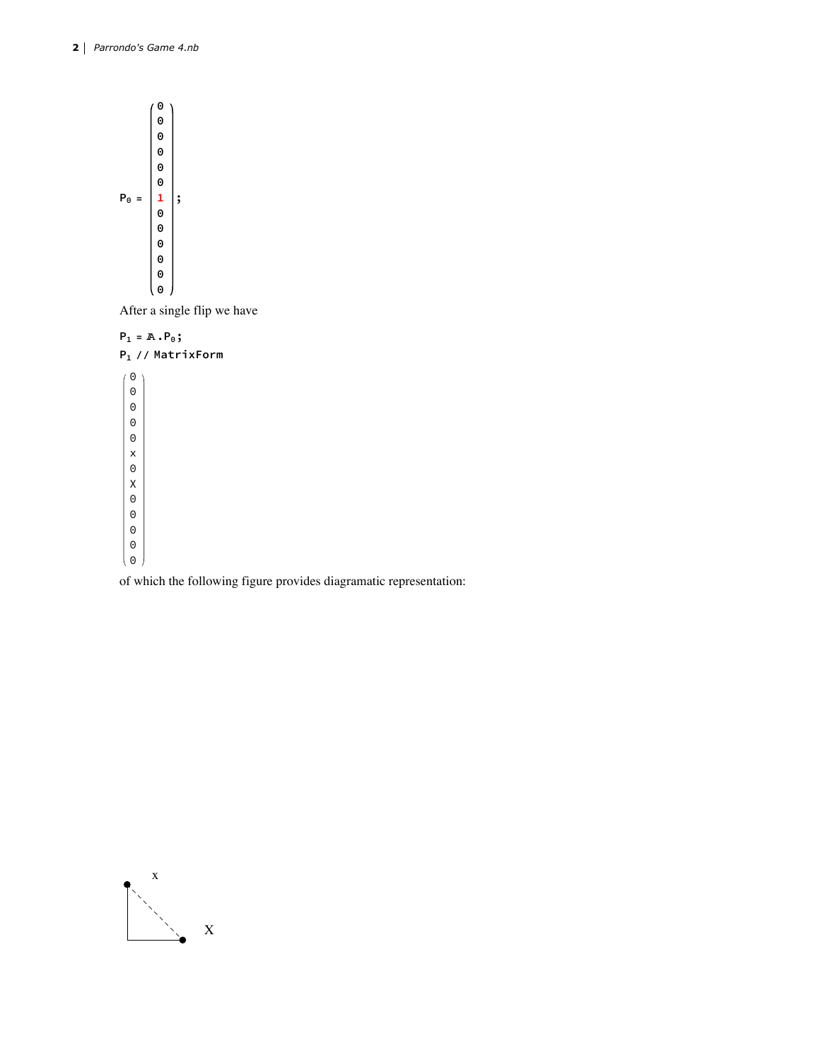$$P_0 = \begin{pmatrix} 0 \\ 0 \\ 0 \\ 0 \\ 0 \\ 0 \\ 1 \\ 0 \\ 0 \\ 0 \\ 0 \\ 0 \\ 0 \end{pmatrix};$$

After a single flip we have

```
P1 = 𝔸.P0;
P1 // MatrixForm
```

$$\begin{pmatrix} 0 \\ 0 \\ 0 \\ 0 \\ 0 \\ x \\ 0 \\ X \\ 0 \\ 0 \\ 0 \\ 0 \\ 0 \end{pmatrix}$$

of which the following figure provides diagramatic representation:

x

X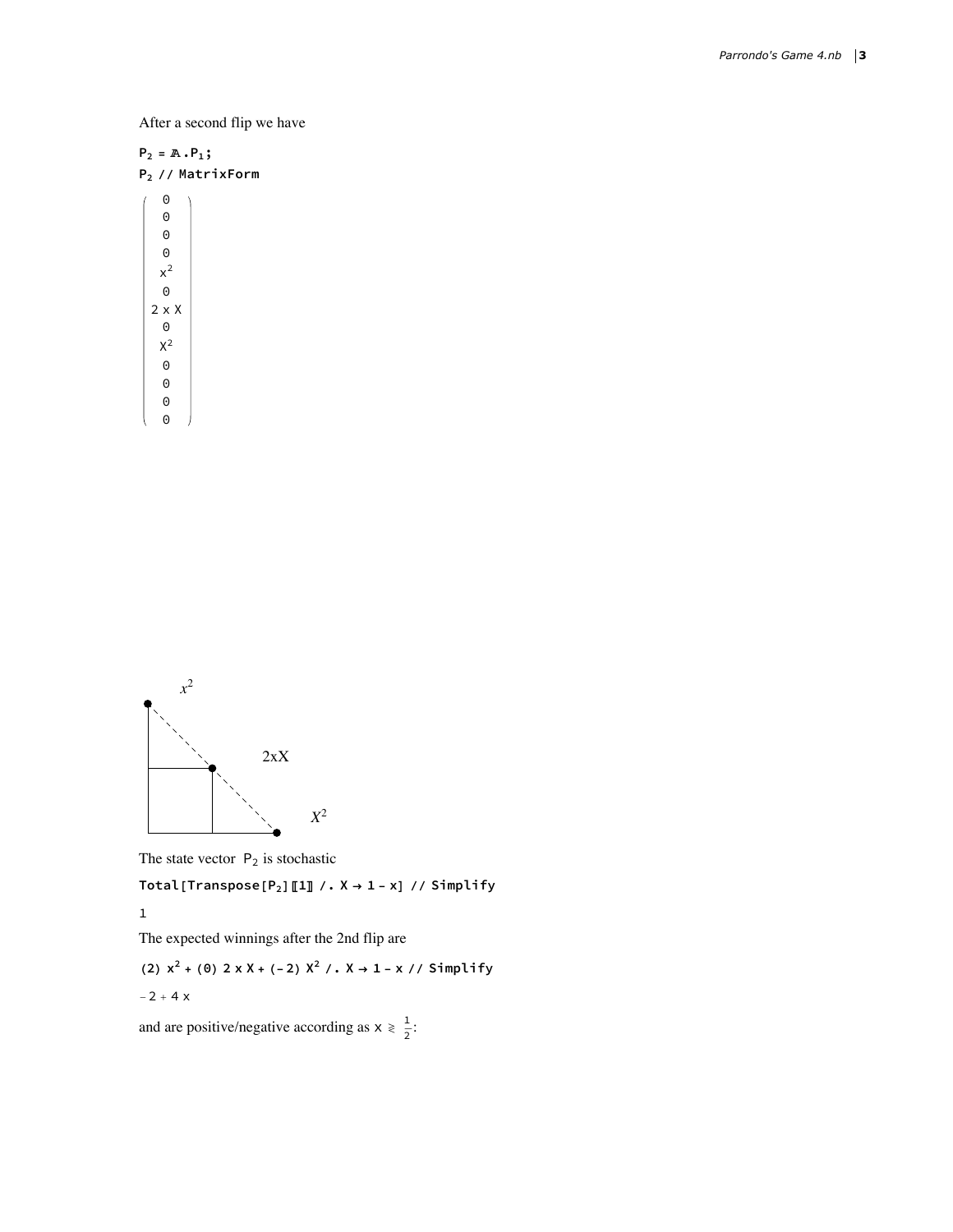After a second flip we have

```
P₂ = 𝔸.P₁;
P₂ // MatrixForm
```

$$\begin{pmatrix} 0 \\ 0 \\ 0 \\ 0 \\ x^2 \\ 0 \\ 2\,x\,X \\ 0 \\ X^2 \\ 0 \\ 0 \\ 0 \\ 0 \end{pmatrix}$$

$x^2$

$2xX$

$X^2$

The state vector $P_2$ is stochastic

```
Total[Transpose[P₂]〚1〛 /. X → 1 - x] // Simplify
```

```
1
```

The expected winnings after the 2nd flip are

```
(2) x² + (0) 2 x X + (-2) X² /. X → 1 - x // Simplify
```

```
-2 + 4 x
```

and are positive/negative according as $x \gtrless \frac{1}{2}$: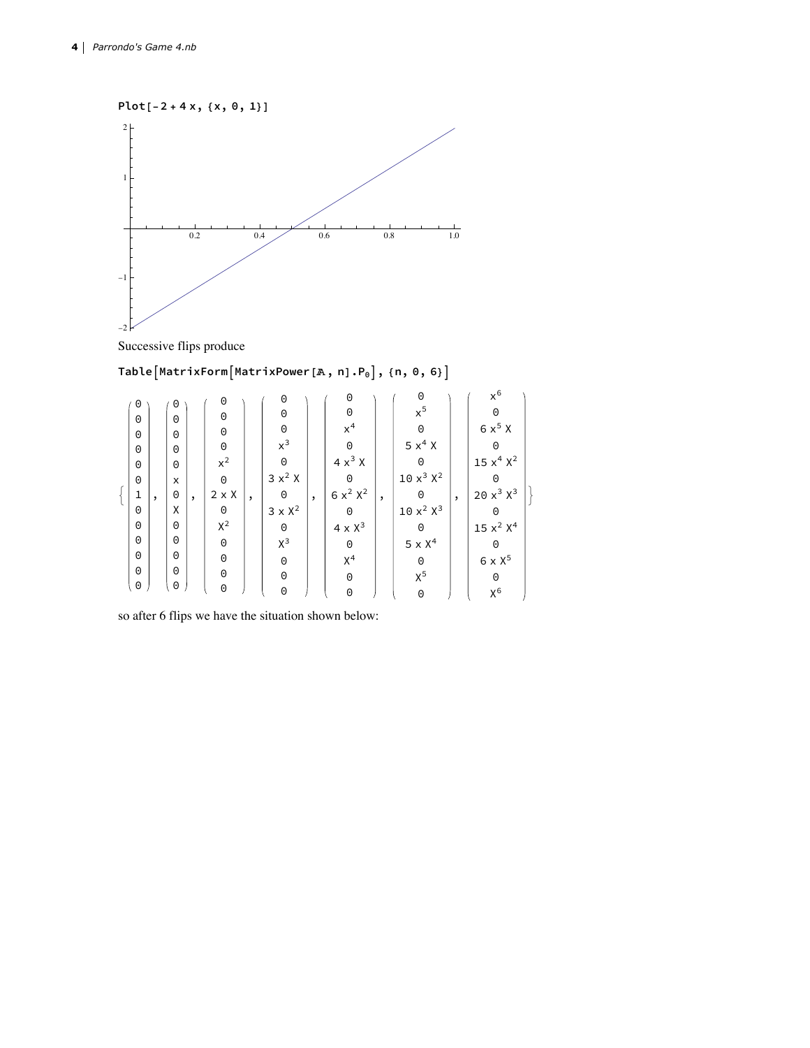```
Plot[-2 + 4 x, {x, 0, 1}]
```

Successive flips produce

```
Table[MatrixForm[MatrixPower[A, n].P0], {n, 0, 6}]
```

$$
\left\{
\begin{pmatrix} 0\\0\\0\\0\\0\\0\\1\\0\\0\\0\\0\\0\\0 \end{pmatrix},
\begin{pmatrix} 0\\0\\0\\0\\0\\x\\0\\X\\0\\0\\0\\0\\0 \end{pmatrix},
\begin{pmatrix} 0\\0\\0\\0\\x^2\\0\\2\,x\,X\\0\\X^2\\0\\0\\0\\0 \end{pmatrix},
\begin{pmatrix} 0\\0\\0\\x^3\\0\\3\,x^2\,X\\0\\3\,x\,X^2\\0\\X^3\\0\\0\\0 \end{pmatrix},
\begin{pmatrix} 0\\0\\x^4\\0\\4\,x^3\,X\\0\\6\,x^2\,X^2\\0\\4\,x\,X^3\\0\\X^4\\0\\0 \end{pmatrix},
\begin{pmatrix} 0\\x^5\\0\\5\,x^4\,X\\0\\10\,x^3\,X^2\\0\\10\,x^2\,X^3\\0\\5\,x\,X^4\\0\\X^5\\0 \end{pmatrix},
\begin{pmatrix} x^6\\0\\6\,x^5\,X\\0\\15\,x^4\,X^2\\0\\20\,x^3\,X^3\\0\\15\,x^2\,X^4\\0\\6\,x\,X^5\\0\\X^6 \end{pmatrix}
\right\}
$$

so after 6 flips we have the situation shown below: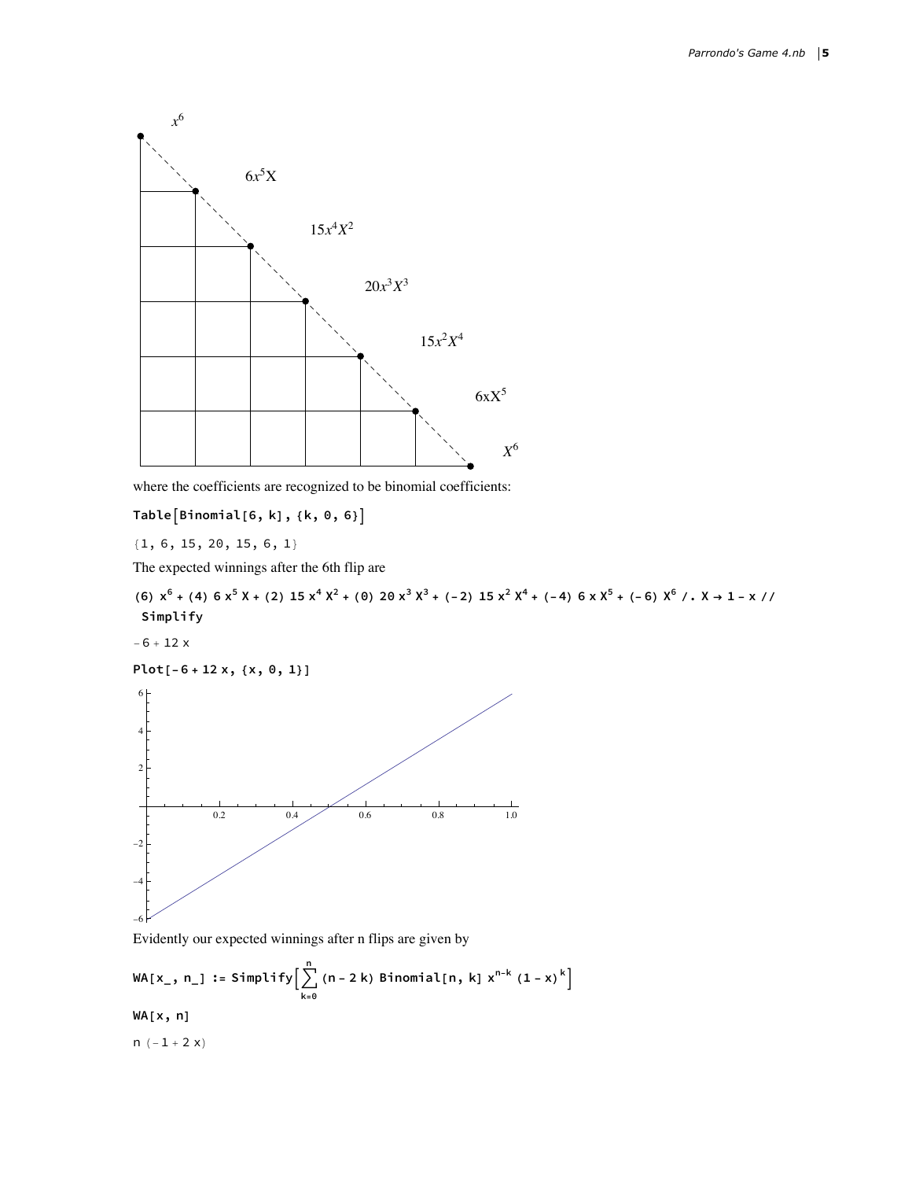$x^6$

$6x^5X$

$15x^4X^2$

$20x^3X^3$

$15x^2X^4$

$6xX^5$

$X^6$

where the coefficients are recognized to be binomial coefficients:

```
Table[Binomial[6, k], {k, 0, 6}]
```

```
{1, 6, 15, 20, 15, 6, 1}
```

The expected winnings after the 6th flip are

```
(6) x^6 + (4) 6 x^5 X + (2) 15 x^4 X^2 + (0) 20 x^3 X^3 + (-2) 15 x^2 X^4 + (-4) 6 x X^5 + (-6) X^6 /. X → 1 - x //
  Simplify
```

```
-6 + 12 x
```

```
Plot[-6 + 12 x, {x, 0, 1}]
```

Evidently our expected winnings after n flips are given by

```
WA[x_, n_] := Simplify[Sum[(n - 2 k) Binomial[n, k] x^(n-k) (1 - x)^k, {k, 0, n}]]
```

$$WA[x\_, n\_] := \text{Simplify}\left[\sum_{k=0}^{n} (n - 2k)\, \text{Binomial}[n, k]\, x^{n-k} (1 - x)^k\right]$$

```
WA[x, n]
```

```
n (-1 + 2 x)
```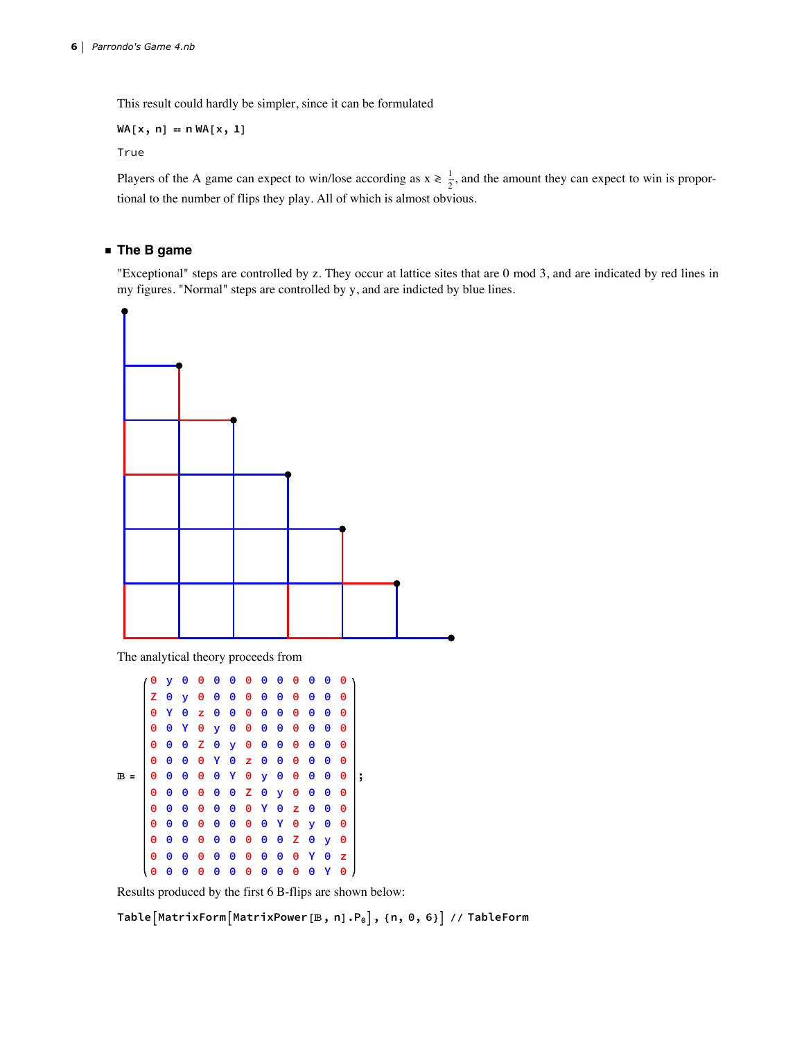This result could hardly be simpler, since it can be formulated

```
WA[x, n] == n WA[x, 1]
```

```
True
```

Players of the A game can expect to win/lose according as $x \gtrless \frac{1}{2}$, and the amount they can expect to win is proportional to the number of flips they play. All of which is almost obvious.

## The B game

"Exceptional" steps are controlled by z. They occur at lattice sites that are 0 mod 3, and are indicated by red lines in my figures. "Normal" steps are controlled by y, and are indicted by blue lines.

The analytical theory proceeds from

$$
\mathbb{B} = \begin{pmatrix}
0 & y & 0 & 0 & 0 & 0 & 0 & 0 & 0 & 0 & 0 & 0 & 0 \\
Z & 0 & y & 0 & 0 & 0 & 0 & 0 & 0 & 0 & 0 & 0 & 0 \\
0 & Y & 0 & z & 0 & 0 & 0 & 0 & 0 & 0 & 0 & 0 & 0 \\
0 & 0 & Y & 0 & y & 0 & 0 & 0 & 0 & 0 & 0 & 0 & 0 \\
0 & 0 & 0 & Z & 0 & y & 0 & 0 & 0 & 0 & 0 & 0 & 0 \\
0 & 0 & 0 & 0 & Y & 0 & z & 0 & 0 & 0 & 0 & 0 & 0 \\
0 & 0 & 0 & 0 & 0 & Y & 0 & y & 0 & 0 & 0 & 0 & 0 \\
0 & 0 & 0 & 0 & 0 & 0 & Z & 0 & y & 0 & 0 & 0 & 0 \\
0 & 0 & 0 & 0 & 0 & 0 & 0 & Y & 0 & z & 0 & 0 & 0 \\
0 & 0 & 0 & 0 & 0 & 0 & 0 & 0 & Y & 0 & y & 0 & 0 \\
0 & 0 & 0 & 0 & 0 & 0 & 0 & 0 & 0 & Z & 0 & y & 0 \\
0 & 0 & 0 & 0 & 0 & 0 & 0 & 0 & 0 & 0 & Y & 0 & z \\
0 & 0 & 0 & 0 & 0 & 0 & 0 & 0 & 0 & 0 & 0 & Y & 0
\end{pmatrix};
$$

Results produced by the first 6 B-flips are shown below:

```
Table[MatrixForm[MatrixPower[𝔹, n].P₀], {n, 0, 6}] // TableForm
```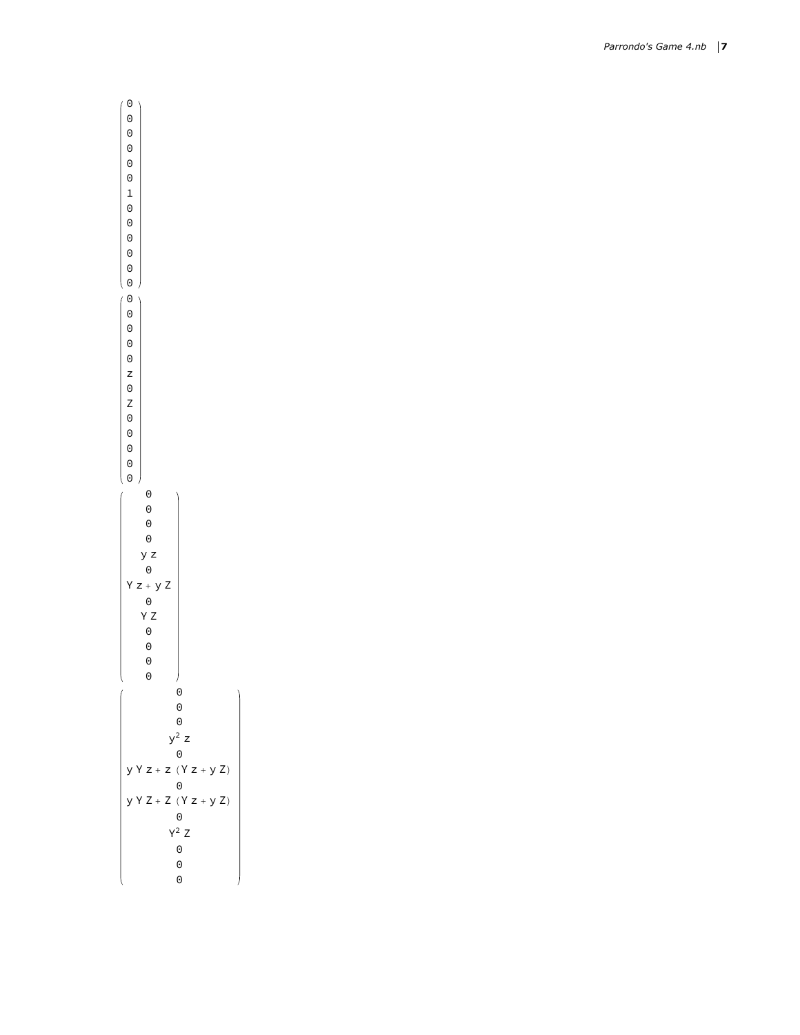$$\begin{pmatrix} 0 \\ 0 \\ 0 \\ 0 \\ 0 \\ 0 \\ 1 \\ 0 \\ 0 \\ 0 \\ 0 \\ 0 \\ 0 \end{pmatrix}$$

$$\begin{pmatrix} 0 \\ 0 \\ 0 \\ 0 \\ 0 \\ z \\ 0 \\ Z \\ 0 \\ 0 \\ 0 \\ 0 \\ 0 \end{pmatrix}$$

$$\begin{pmatrix} 0 \\ 0 \\ 0 \\ 0 \\ y\,z \\ 0 \\ Y\,z + y\,Z \\ 0 \\ Y\,Z \\ 0 \\ 0 \\ 0 \\ 0 \end{pmatrix}$$

$$\begin{pmatrix} 0 \\ 0 \\ 0 \\ y^2\,z \\ 0 \\ y\,Y\,z + z\,(Y\,z + y\,Z) \\ 0 \\ y\,Y\,Z + Z\,(Y\,z + y\,Z) \\ 0 \\ Y^2\,Z \\ 0 \\ 0 \\ 0 \end{pmatrix}$$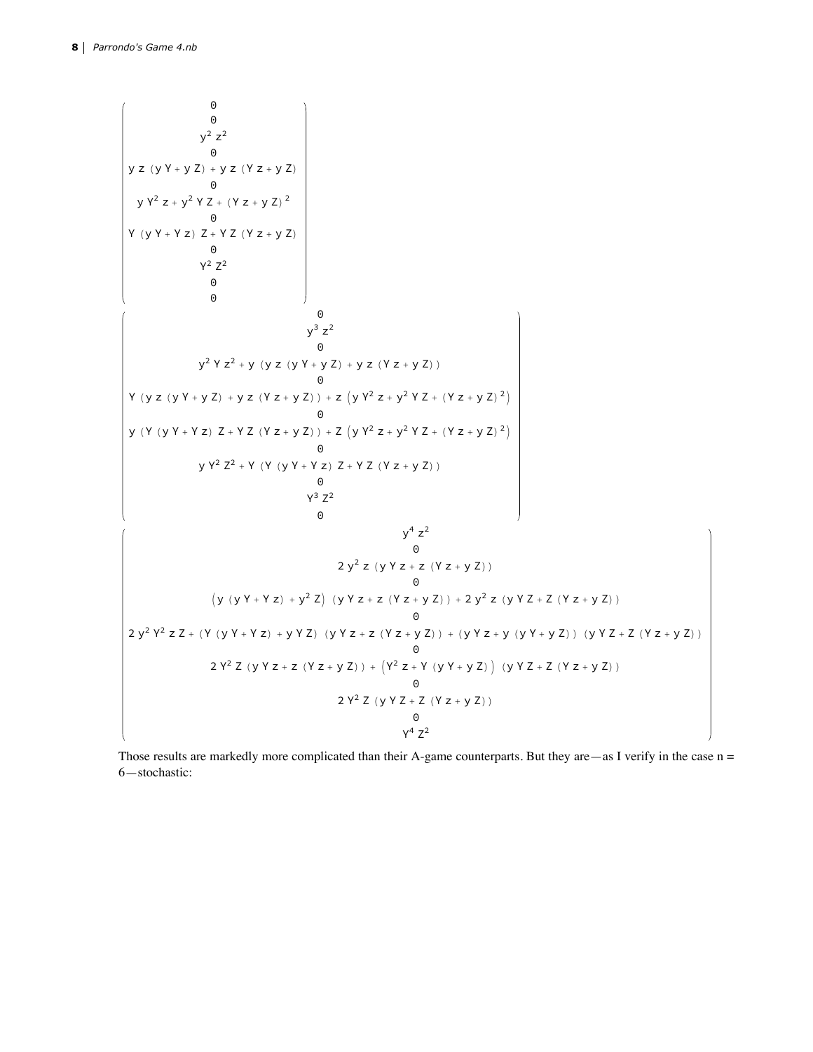$$
\begin{pmatrix}
0 \\
0 \\
y^2 z^2 \\
0 \\
y z (y Y + y Z) + y z (Y z + y Z) \\
0 \\
y Y^2 z + y^2 Y Z + (Y z + y Z)^2 \\
0 \\
Y (y Y + Y z) Z + Y Z (Y z + y Z) \\
0 \\
Y^2 Z^2 \\
0 \\
0
\end{pmatrix}
$$

$$
\begin{pmatrix}
0 \\
y^3 z^2 \\
0 \\
y^2 Y z^2 + y (y z (y Y + y Z) + y z (Y z + y Z)) \\
0 \\
Y (y z (y Y + y Z) + y z (Y z + y Z)) + z \left(y Y^2 z + y^2 Y Z + (Y z + y Z)^2\right) \\
0 \\
y (Y (y Y + Y z) Z + Y Z (Y z + y Z)) + Z \left(y Y^2 z + y^2 Y Z + (Y z + y Z)^2\right) \\
0 \\
y Y^2 Z^2 + Y (Y (y Y + Y z) Z + Y Z (Y z + y Z)) \\
0 \\
Y^3 Z^2 \\
0
\end{pmatrix}
$$

$$
\begin{pmatrix}
y^4 z^2 \\
0 \\
2 y^2 z (y Y z + z (Y z + y Z)) \\
0 \\
\left(y (y Y + Y z) + y^2 Z\right) (y Y z + z (Y z + y Z)) + 2 y^2 z (y Y Z + Z (Y z + y Z)) \\
0 \\
2 y^2 Y^2 z Z + (Y (y Y + Y z) + y Y Z) (y Y z + z (Y z + y Z)) + (y Y z + y (y Y + y Z)) (y Y Z + Z (Y z + y Z)) \\
0 \\
2 Y^2 Z (y Y z + z (Y z + y Z)) + \left(Y^2 z + Y (y Y + y Z)\right) (y Y Z + Z (Y z + y Z)) \\
0 \\
2 Y^2 Z (y Y Z + Z (Y z + y Z)) \\
0 \\
Y^4 Z^2
\end{pmatrix}
$$

Those results are markedly more complicated than their A-game counterparts. But they are—as I verify in the case n = 6—stochastic: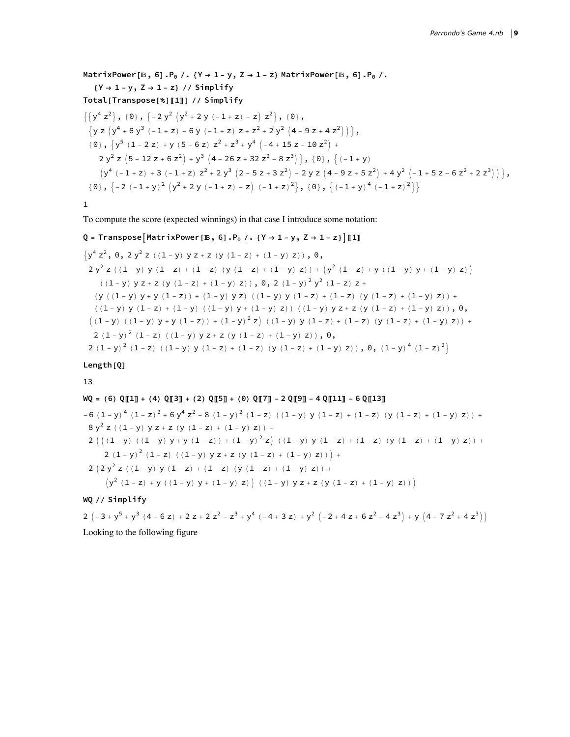```
MatrixPower[𝔹, 6].P₀ /. {Y → 1 - y, Z → 1 - z} MatrixPower[𝔹, 6].P₀ /.
   {Y → 1 - y, Z → 1 - z} // Simplify
Total[Transpose[%][[1]]] // Simplify
```

$$\{\{y^4 z^2\}, \{0\}, \{-2 y^2 (y^2 + 2 y (-1 + z) - z) z^2\}, \{0\},$$
$$\{y z (y^4 + 6 y^3 (-1 + z) - 6 y (-1 + z) z + z^2 + 2 y^2 (4 - 9 z + 4 z^2))\},$$
$$\{0\}, \{y^5 (1 - 2 z) + y (5 - 6 z) z^2 + z^3 + y^4 (-4 + 15 z - 10 z^2) +$$
$$2 y^2 z (5 - 12 z + 6 z^2) + y^3 (4 - 26 z + 32 z^2 - 8 z^3)\}, \{0\}, \{(-1 + y)$$
$$(y^4 (-1 + z) + 3 (-1 + z) z^2 + 2 y^3 (2 - 5 z + 3 z^2) - 2 y z (4 - 9 z + 5 z^2) + 4 y^2 (-1 + 5 z - 6 z^2 + 2 z^3))\},$$
$$\{0\}, \{-2 (-1 + y)^2 (y^2 + 2 y (-1 + z) - z) (-1 + z)^2\}, \{0\}, \{(-1 + y)^4 (-1 + z)^2\}\}$$

1

To compute the score (expected winnings) in that case I introduce some notation:

```
Q = Transpose[MatrixPower[𝔹, 6].P₀ /. {Y → 1 - y, Z → 1 - z}][[1]]
```

$$\{y^4 z^2, 0, 2 y^2 z ((1 - y) y z + z (y (1 - z) + (1 - y) z)), 0,$$
$$2 y^2 z ((1 - y) y (1 - z) + (1 - z) (y (1 - z) + (1 - y) z)) + (y^2 (1 - z) + y ((1 - y) y + (1 - y) z))$$
$$((1 - y) y z + z (y (1 - z) + (1 - y) z)), 0, 2 (1 - y)^2 y^2 (1 - z) z +$$
$$(y ((1 - y) y + y (1 - z)) + (1 - y) y z) ((1 - y) y (1 - z) + (1 - z) (y (1 - z) + (1 - y) z)) +$$
$$((1 - y) y (1 - z) + (1 - y) ((1 - y) y + (1 - y) z)) ((1 - y) y z + z (y (1 - z) + (1 - y) z)), 0,$$
$$((1 - y) ((1 - y) y + y (1 - z)) + (1 - y)^2 z) ((1 - y) y (1 - z) + (1 - z) (y (1 - z) + (1 - y) z)) +$$
$$2 (1 - y)^2 (1 - z) ((1 - y) y z + z (y (1 - z) + (1 - y) z)), 0,$$
$$2 (1 - y)^2 (1 - z) ((1 - y) y (1 - z) + (1 - z) (y (1 - z) + (1 - y) z)), 0, (1 - y)^4 (1 - z)^2\}$$

```
Length[Q]
```

13

```
WQ = (6) Q[[1]] + (4) Q[[3]] + (2) Q[[5]] + (0) Q[[7]] - 2 Q[[9]] - 4 Q[[11]] - 6 Q[[13]]
```

$$-6 (1 - y)^4 (1 - z)^2 + 6 y^4 z^2 - 8 (1 - y)^2 (1 - z) ((1 - y) y (1 - z) + (1 - z) (y (1 - z) + (1 - y) z)) +$$
$$8 y^2 z ((1 - y) y z + z (y (1 - z) + (1 - y) z)) -$$
$$2 (((1 - y) ((1 - y) y + y (1 - z)) + (1 - y)^2 z) ((1 - y) y (1 - z) + (1 - z) (y (1 - z) + (1 - y) z)) +$$
$$2 (1 - y)^2 (1 - z) ((1 - y) y z + z (y (1 - z) + (1 - y) z))) +$$
$$2 (2 y^2 z ((1 - y) y (1 - z) + (1 - z) (y (1 - z) + (1 - y) z)) +$$
$$(y^2 (1 - z) + y ((1 - y) y + (1 - y) z)) ((1 - y) y z + z (y (1 - z) + (1 - y) z)))$$

```
WQ // Simplify
```

$$2 (-3 + y^5 + y^3 (4 - 6 z) + 2 z + 2 z^2 - z^3 + y^4 (-4 + 3 z) + y^2 (-2 + 4 z + 6 z^2 - 4 z^3) + y (4 - 7 z^2 + 4 z^3))$$

Looking to the following figure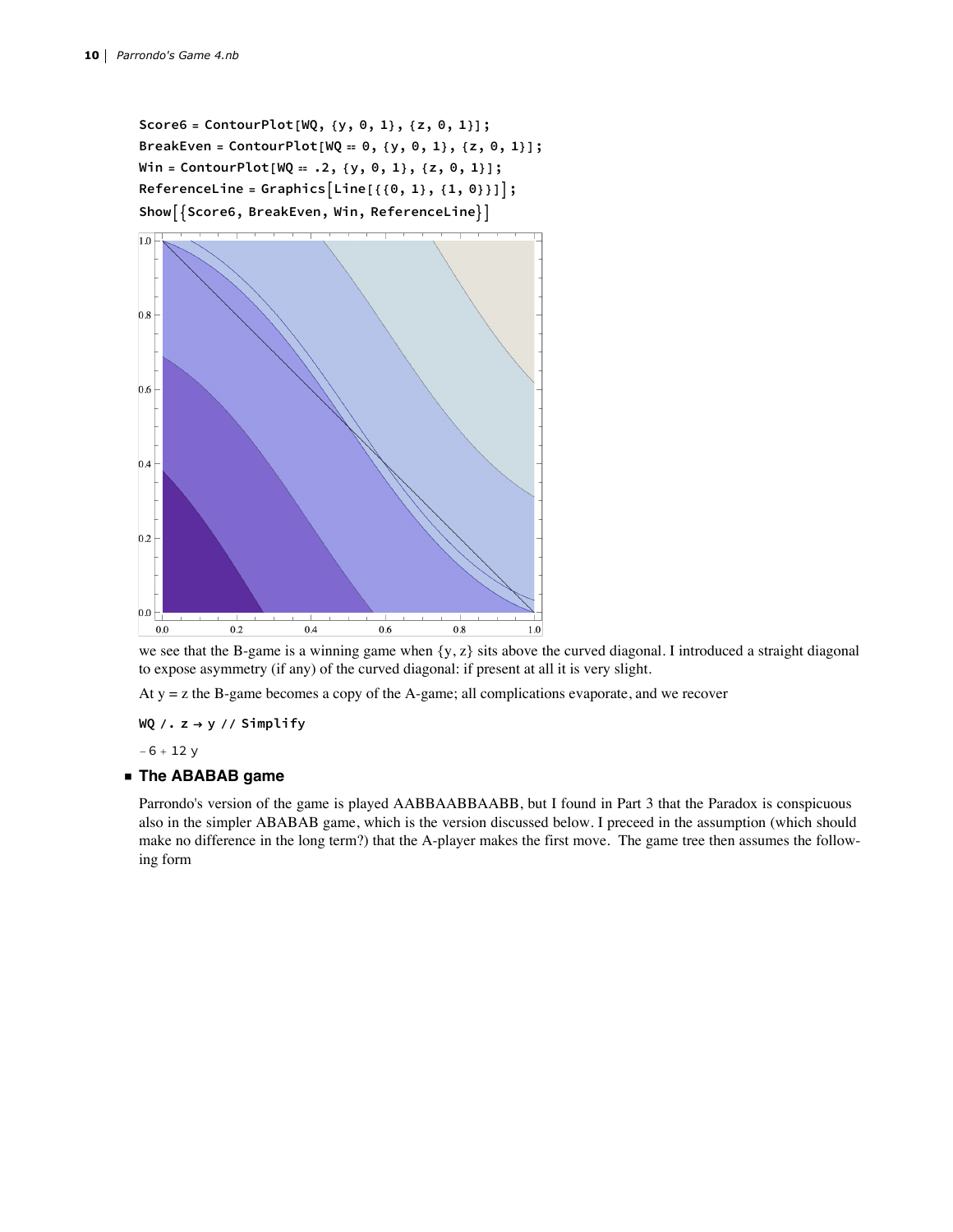```
Score6 = ContourPlot[WQ, {y, 0, 1}, {z, 0, 1}];
BreakEven = ContourPlot[WQ == 0, {y, 0, 1}, {z, 0, 1}];
Win = ContourPlot[WQ == .2, {y, 0, 1}, {z, 0, 1}];
ReferenceLine = Graphics[Line[{{0, 1}, {1, 0}}]];
Show[{Score6, BreakEven, Win, ReferenceLine}]
```

we see that the B-game is a winning game when {y, z} sits above the curved diagonal. I introduced a straight diagonal to expose asymmetry (if any) of the curved diagonal: if present at all it is very slight.

At y = z the B-game becomes a copy of the A-game; all complications evaporate, and we recover

```
WQ /. z → y // Simplify
```

$-6 + 12\,y$

## The ABABAB game

Parrondo's version of the game is played AABBAABBAABB, but I found in Part 3 that the Paradox is conspicuous also in the simpler ABABAB game, which is the version discussed below. I preceed in the assumption (which should make no difference in the long term?) that the A-player makes the first move. The game tree then assumes the following form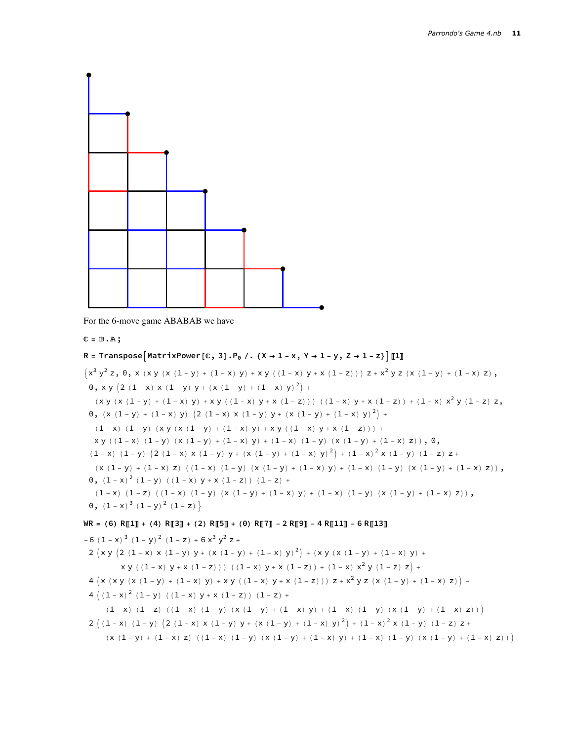For the 6-move game ABABAB we have

```
ℂ = 𝔹.𝔸;
```

```
R = Transpose[MatrixPower[ℂ, 3].P₀ /. {X → 1 - x, Y → 1 - y, Z → 1 - z}][[1]]
```

$$\{x^3 y^2 z,\ 0,\ x\,(x\,y\,(x\,(1-y)+(1-x)\,y)+x\,y\,((1-x)\,y+x\,(1-z)))\,z+x^2\,y\,z\,(x\,(1-y)+(1-x)\,z),$$
$$0,\ x\,y\,\left(2\,(1-x)\,x\,(1-y)\,y+(x\,(1-y)+(1-x)\,y)^2\right)+$$
$$(x\,y\,(x\,(1-y)+(1-x)\,y)+x\,y\,((1-x)\,y+x\,(1-z)))\,((1-x)\,y+x\,(1-z))+(1-x)\,x^2\,y\,(1-z)\,z,$$
$$0,\ (x\,(1-y)+(1-x)\,y)\,\left(2\,(1-x)\,x\,(1-y)\,y+(x\,(1-y)+(1-x)\,y)^2\right)+$$
$$(1-x)\,(1-y)\,(x\,y\,(x\,(1-y)+(1-x)\,y)+x\,y\,((1-x)\,y+x\,(1-z)))+$$
$$x\,y\,((1-x)\,(1-y)\,(x\,(1-y)+(1-x)\,y)+(1-x)\,(1-y)\,(x\,(1-y)+(1-x)\,z)),\ 0,$$
$$(1-x)\,(1-y)\,\left(2\,(1-x)\,x\,(1-y)\,y+(x\,(1-y)+(1-x)\,y)^2\right)+(1-x)^2\,x\,(1-y)\,(1-z)\,z+$$
$$(x\,(1-y)+(1-x)\,z)\,((1-x)\,(1-y)\,(x\,(1-y)+(1-x)\,y)+(1-x)\,(1-y)\,(x\,(1-y)+(1-x)\,z)),$$
$$0,\ (1-x)^2\,(1-y)\,((1-x)\,y+x\,(1-z))\,(1-z)+$$
$$(1-x)\,(1-z)\,((1-x)\,(1-y)\,(x\,(1-y)+(1-x)\,y)+(1-x)\,(1-y)\,(x\,(1-y)+(1-x)\,z)),$$
$$0,\ (1-x)^3\,(1-y)^2\,(1-z)\}$$

```
WR = (6) R[[1]] + (4) R[[3]] + (2) R[[5]] + (0) R[[7]] - 2 R[[9]] - 4 R[[11]] - 6 R[[13]]
```

$$-6\,(1-x)^3\,(1-y)^2\,(1-z)+6\,x^3\,y^2\,z+$$
$$2\,\Big(x\,y\,\left(2\,(1-x)\,x\,(1-y)\,y+(x\,(1-y)+(1-x)\,y)^2\right)+(x\,y\,(x\,(1-y)+(1-x)\,y)+$$
$$x\,y\,((1-x)\,y+x\,(1-z)))\,((1-x)\,y+x\,(1-z))+(1-x)\,x^2\,y\,(1-z)\,z\Big)+$$
$$4\,\left(x\,(x\,y\,(x\,(1-y)+(1-x)\,y)+x\,y\,((1-x)\,y+x\,(1-z)))\,z+x^2\,y\,z\,(x\,(1-y)+(1-x)\,z)\right)-$$
$$4\,\Big((1-x)^2\,(1-y)\,((1-x)\,y+x\,(1-z))\,(1-z)+$$
$$(1-x)\,(1-z)\,((1-x)\,(1-y)\,(x\,(1-y)+(1-x)\,y)+(1-x)\,(1-y)\,(x\,(1-y)+(1-x)\,z))\Big)-$$
$$2\,\Big((1-x)\,(1-y)\,\left(2\,(1-x)\,x\,(1-y)\,y+(x\,(1-y)+(1-x)\,y)^2\right)+(1-x)^2\,x\,(1-y)\,(1-z)\,z+$$
$$(x\,(1-y)+(1-x)\,z)\,((1-x)\,(1-y)\,(x\,(1-y)+(1-x)\,y)+(1-x)\,(1-y)\,(x\,(1-y)+(1-x)\,z))\Big)$$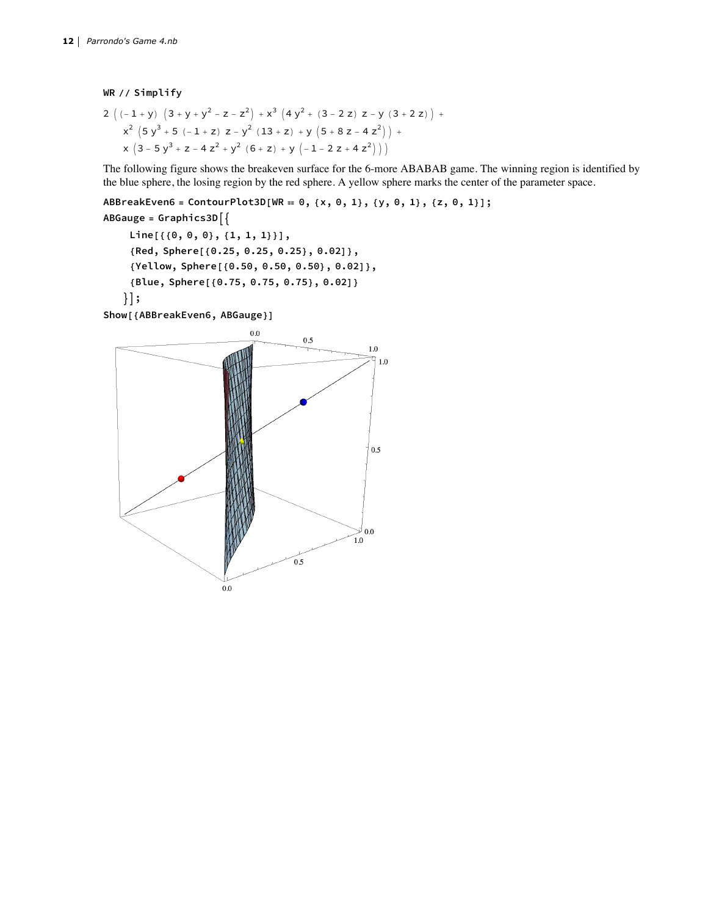```
WR // Simplify
```

$$2\left((-1+y)\left(3+y+y^2-z-z^2\right)+x^3\left(4y^2+(3-2z)z-y(3+2z)\right)+x^2\left(5y^3+5(-1+z)z-y^2(13+z)+y\left(5+8z-4z^2\right)\right)+x\left(3-5y^3+z-4z^2+y^2(6+z)+y\left(-1-2z+4z^2\right)\right)\right)$$

The following figure shows the breakeven surface for the 6-more ABABAB game. The winning region is identified by the blue sphere, the losing region by the red sphere. A yellow sphere marks the center of the parameter space.

```
ABBreakEven6 = ContourPlot3D[WR == 0, {x, 0, 1}, {y, 0, 1}, {z, 0, 1}];
ABGauge = Graphics3D[{
    Line[{{0, 0, 0}, {1, 1, 1}}],
    {Red, Sphere[{0.25, 0.25, 0.25}, 0.02]},
    {Yellow, Sphere[{0.50, 0.50, 0.50}, 0.02]},
    {Blue, Sphere[{0.75, 0.75, 0.75}, 0.02]}
   }];
Show[{ABBreakEven6, ABGauge}]
```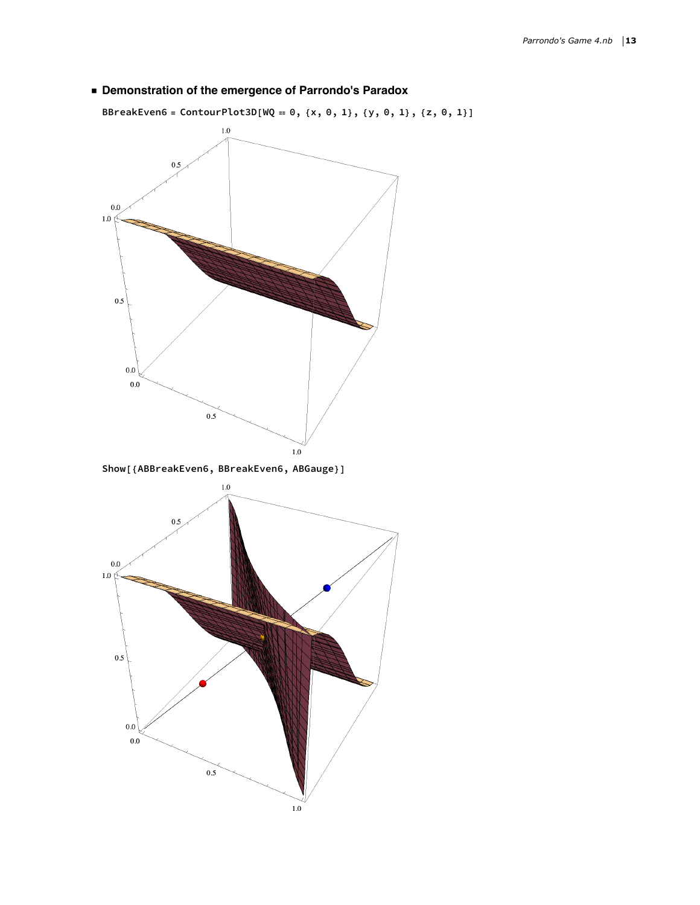## Demonstration of the emergence of Parrondo's Paradox

```
BBreakEven6 = ContourPlot3D[WQ == 0, {x, 0, 1}, {y, 0, 1}, {z, 0, 1}]
```

```
Show[{ABBreakEven6, BBreakEven6, ABGauge}]
```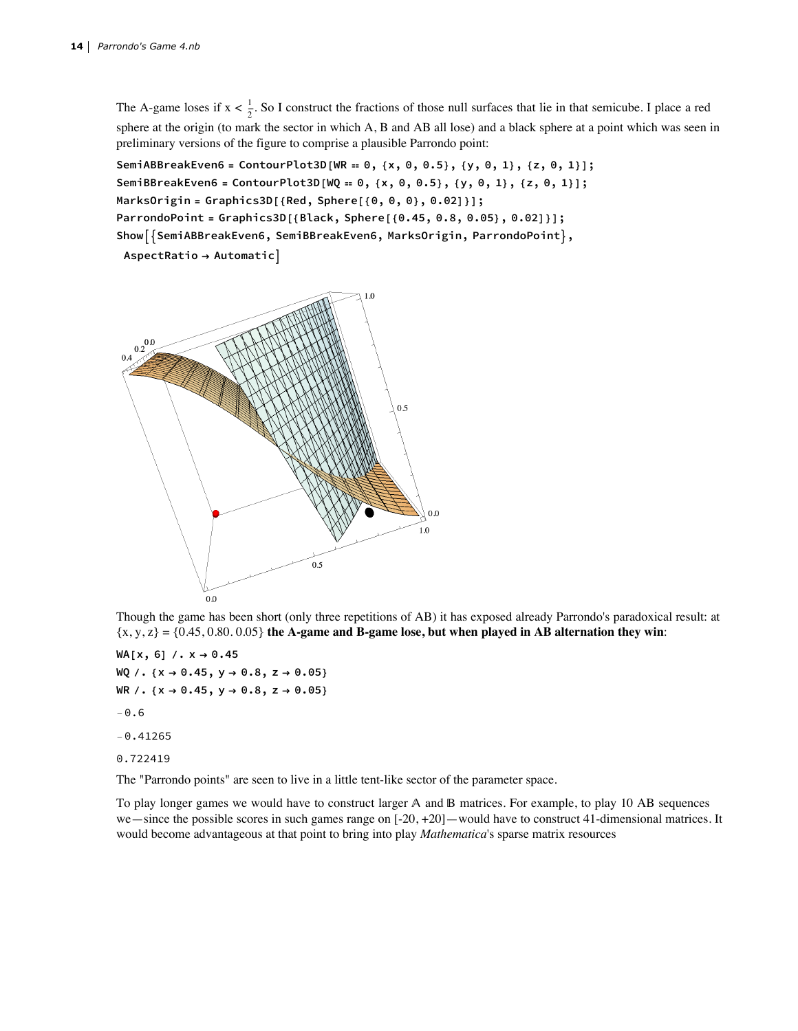The A-game loses if $x < \frac{1}{2}$. So I construct the fractions of those null surfaces that lie in that semicube. I place a red sphere at the origin (to mark the sector in which A, B and AB all lose) and a black sphere at a point which was seen in preliminary versions of the figure to comprise a plausible Parrondo point:

```
SemiABBreakEven6 = ContourPlot3D[WR == 0, {x, 0, 0.5}, {y, 0, 1}, {z, 0, 1}];
SemiBBreakEven6 = ContourPlot3D[WQ == 0, {x, 0, 0.5}, {y, 0, 1}, {z, 0, 1}];
MarksOrigin = Graphics3D[{Red, Sphere[{0, 0, 0}, 0.02]}];
ParrondoPoint = Graphics3D[{Black, Sphere[{0.45, 0.8, 0.05}, 0.02]}];
Show[{SemiABBreakEven6, SemiBBreakEven6, MarksOrigin, ParrondoPoint},
 AspectRatio → Automatic]
```

Though the game has been short (only three repetitions of AB) it has exposed already Parrondo's paradoxical result: at $\{x, y, z\} = \{0.45, 0.80. 0.05\}$ **the A-game and B-game lose, but when played in AB alternation they win**:

```
WA[x, 6] /. x → 0.45
WQ /. {x → 0.45, y → 0.8, z → 0.05}
WR /. {x → 0.45, y → 0.8, z → 0.05}
```

```
-0.6
-0.41265
0.722419
```

The "Parrondo points" are seen to live in a little tent-like sector of the parameter space.

To play longer games we would have to construct larger $\mathbb{A}$ and $\mathbb{B}$ matrices. For example, to play 10 AB sequences we—since the possible scores in such games range on [-20, +20]—would have to construct 41-dimensional matrices. It would become advantageous at that point to bring into play *Mathematica*'s sparse matrix resources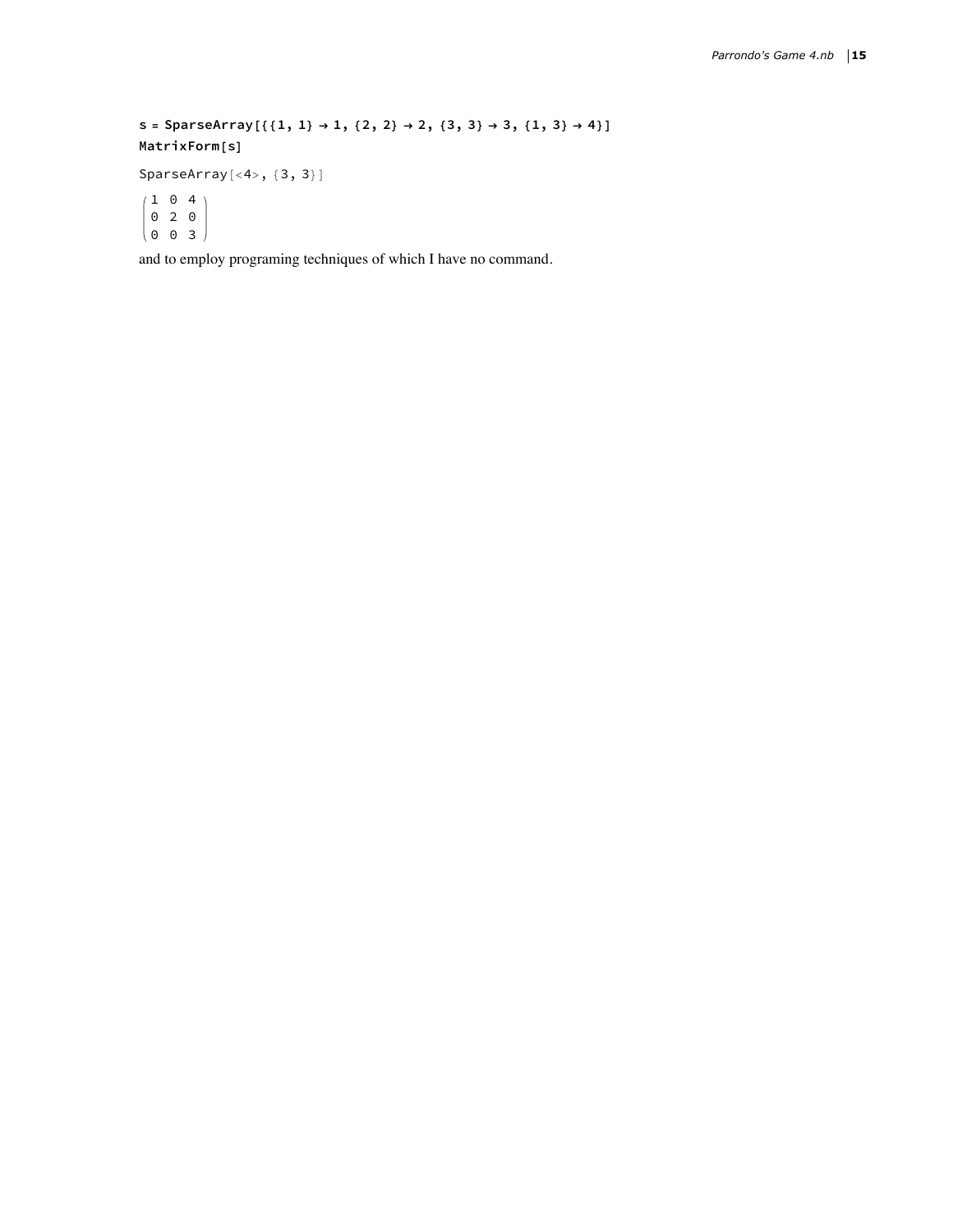```
s = SparseArray[{{1, 1} → 1, {2, 2} → 2, {3, 3} → 3, {1, 3} → 4}]
MatrixForm[s]
```

```
SparseArray[<4>, {3, 3}]
```

$$\begin{pmatrix} 1 & 0 & 4 \\ 0 & 2 & 0 \\ 0 & 0 & 3 \end{pmatrix}$$

and to employ programing techniques of which I have no command.